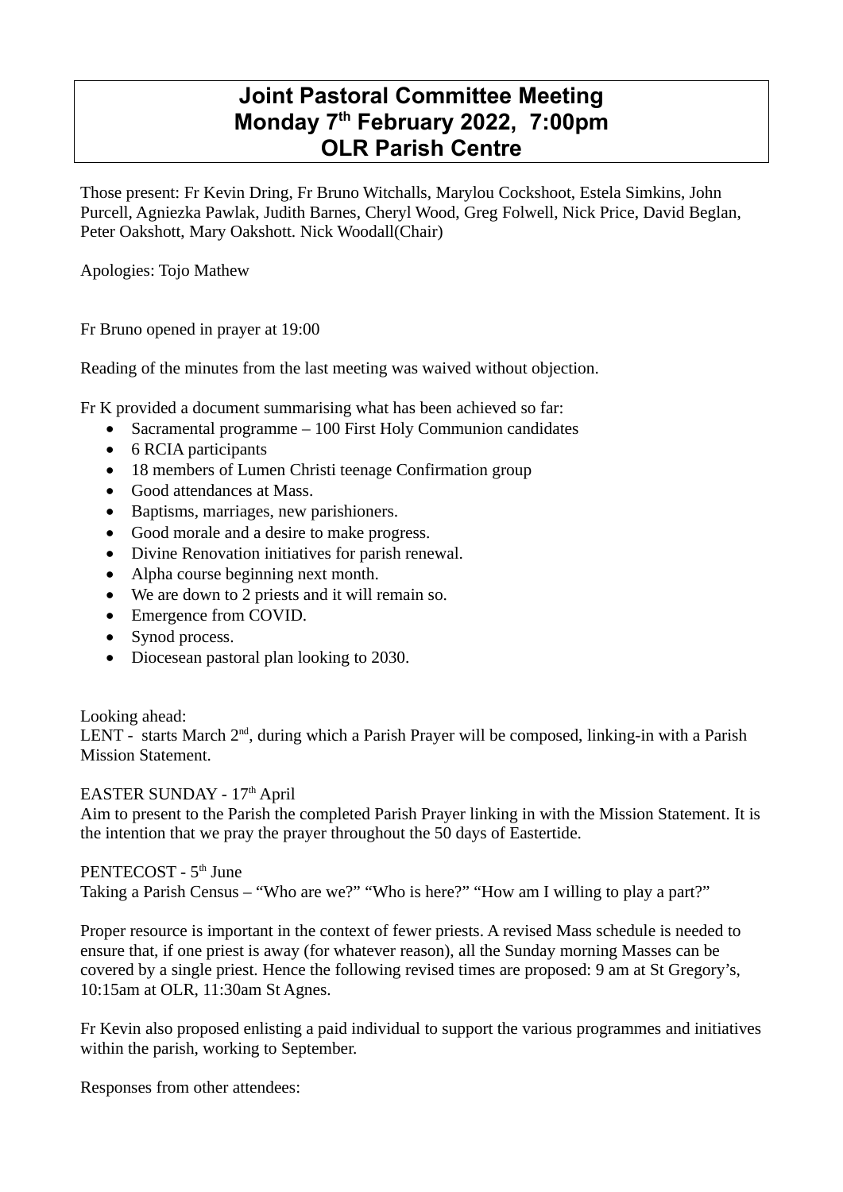# Joint Pastoral Committee Meeting
# Monday 7th February 2022, 7:00pm
# OLR Parish Centre

Those present: Fr Kevin Dring, Fr Bruno Witchalls, Marylou Cockshoot, Estela Simkins, John Purcell, Agniezka Pawlak, Judith Barnes, Cheryl Wood, Greg Folwell, Nick Price, David Beglan, Peter Oakshott, Mary Oakshott. Nick Woodall(Chair)

Apologies: Tojo Mathew

Fr Bruno opened in prayer at 19:00

Reading of the minutes from the last meeting was waived without objection.

Fr K provided a document summarising what has been achieved so far:

- Sacramental programme – 100 First Holy Communion candidates
- 6 RCIA participants
- 18 members of Lumen Christi teenage Confirmation group
- Good attendances at Mass.
- Baptisms, marriages, new parishioners.
- Good morale and a desire to make progress.
- Divine Renovation initiatives for parish renewal.
- Alpha course beginning next month.
- We are down to 2 priests and it will remain so.
- Emergence from COVID.
- Synod process.
- Diocesean pastoral plan looking to 2030.

Looking ahead:
LENT - starts March 2nd, during which a Parish Prayer will be composed, linking-in with a Parish Mission Statement.

EASTER SUNDAY - 17th April
Aim to present to the Parish the completed Parish Prayer linking in with the Mission Statement. It is the intention that we pray the prayer throughout the 50 days of Eastertide.

PENTECOST - 5th June
Taking a Parish Census – "Who are we?" "Who is here?" "How am I willing to play a part?"

Proper resource is important in the context of fewer priests. A revised Mass schedule is needed to ensure that, if one priest is away (for whatever reason), all the Sunday morning Masses can be covered by a single priest. Hence the following revised times are proposed: 9 am at St Gregory's, 10:15am at OLR, 11:30am St Agnes.

Fr Kevin also proposed enlisting a paid individual to support the various programmes and initiatives within the parish, working to September.

Responses from other attendees: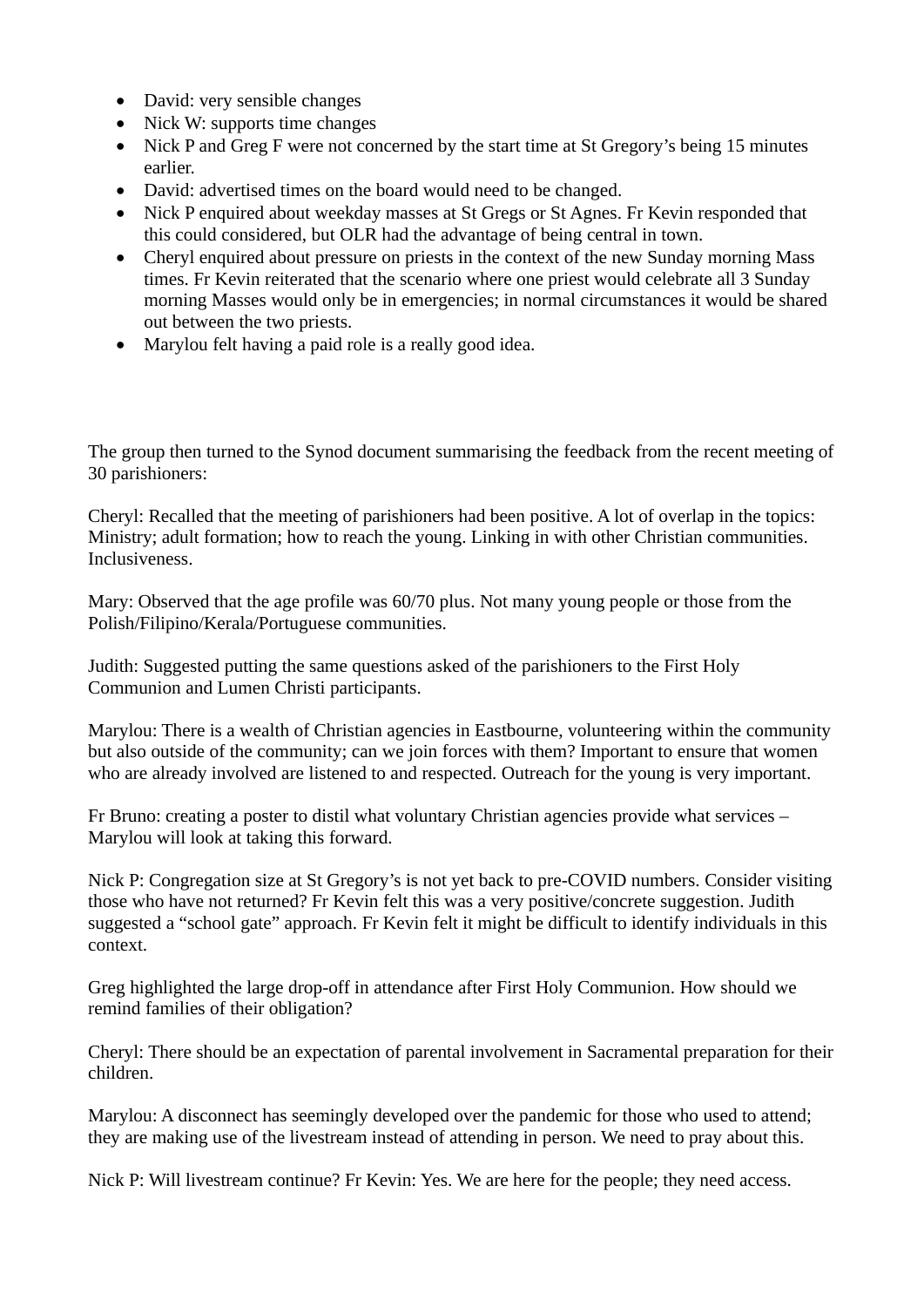- David: very sensible changes
- Nick W: supports time changes
- Nick P and Greg F were not concerned by the start time at St Gregory's being 15 minutes earlier.
- David: advertised times on the board would need to be changed.
- Nick P enquired about weekday masses at St Gregs or St Agnes. Fr Kevin responded that this could considered, but OLR had the advantage of being central in town.
- Cheryl enquired about pressure on priests in the context of the new Sunday morning Mass times. Fr Kevin reiterated that the scenario where one priest would celebrate all 3 Sunday morning Masses would only be in emergencies; in normal circumstances it would be shared out between the two priests.
- Marylou felt having a paid role is a really good idea.

The group then turned to the Synod document summarising the feedback from the recent meeting of 30 parishioners:

Cheryl: Recalled that the meeting of parishioners had been positive. A lot of overlap in the topics: Ministry; adult formation; how to reach the young. Linking in with other Christian communities. Inclusiveness.

Mary: Observed that the age profile was 60/70 plus. Not many young people or those from the Polish/Filipino/Kerala/Portuguese communities.

Judith: Suggested putting the same questions asked of the parishioners to the First Holy Communion and Lumen Christi participants.

Marylou: There is a wealth of Christian agencies in Eastbourne, volunteering within the community but also outside of the community; can we join forces with them? Important to ensure that women who are already involved are listened to and respected. Outreach for the young is very important.

Fr Bruno: creating a poster to distil what voluntary Christian agencies provide what services – Marylou will look at taking this forward.

Nick P: Congregation size at St Gregory's is not yet back to pre-COVID numbers. Consider visiting those who have not returned? Fr Kevin felt this was a very positive/concrete suggestion. Judith suggested a "school gate" approach. Fr Kevin felt it might be difficult to identify individuals in this context.

Greg highlighted the large drop-off in attendance after First Holy Communion. How should we remind families of their obligation?

Cheryl: There should be an expectation of parental involvement in Sacramental preparation for their children.

Marylou: A disconnect has seemingly developed over the pandemic for those who used to attend; they are making use of the livestream instead of attending in person. We need to pray about this.

Nick P: Will livestream continue? Fr Kevin: Yes. We are here for the people; they need access.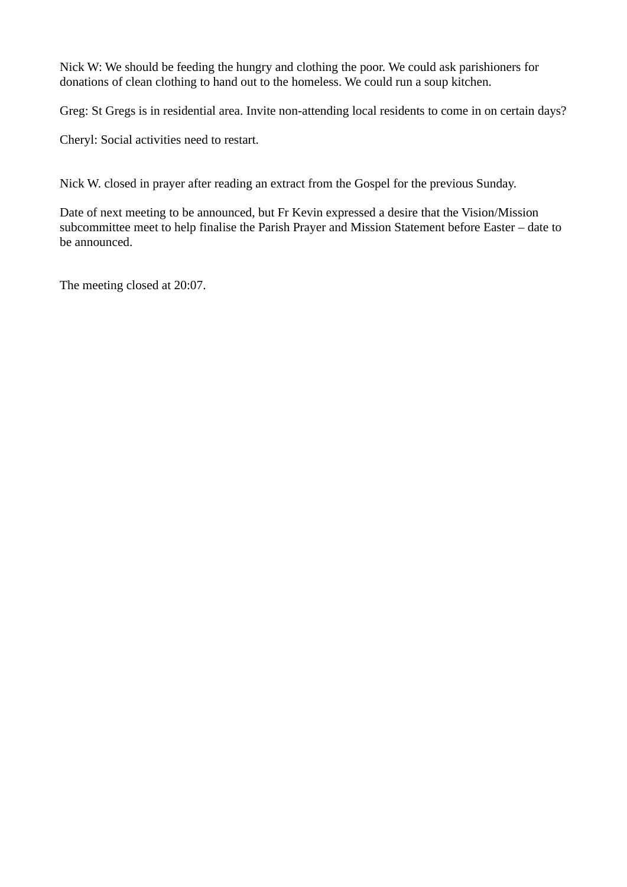Nick W: We should be feeding the hungry and clothing the poor. We could ask parishioners for donations of clean clothing to hand out to the homeless. We could run a soup kitchen.

Greg: St Gregs is in residential area. Invite non-attending local residents to come in on certain days?

Cheryl: Social activities need to restart.

Nick W. closed in prayer after reading an extract from the Gospel for the previous Sunday.

Date of next meeting to be announced, but Fr Kevin expressed a desire that the Vision/Mission subcommittee meet to help finalise the Parish Prayer and Mission Statement before Easter – date to be announced.

The meeting closed at 20:07.